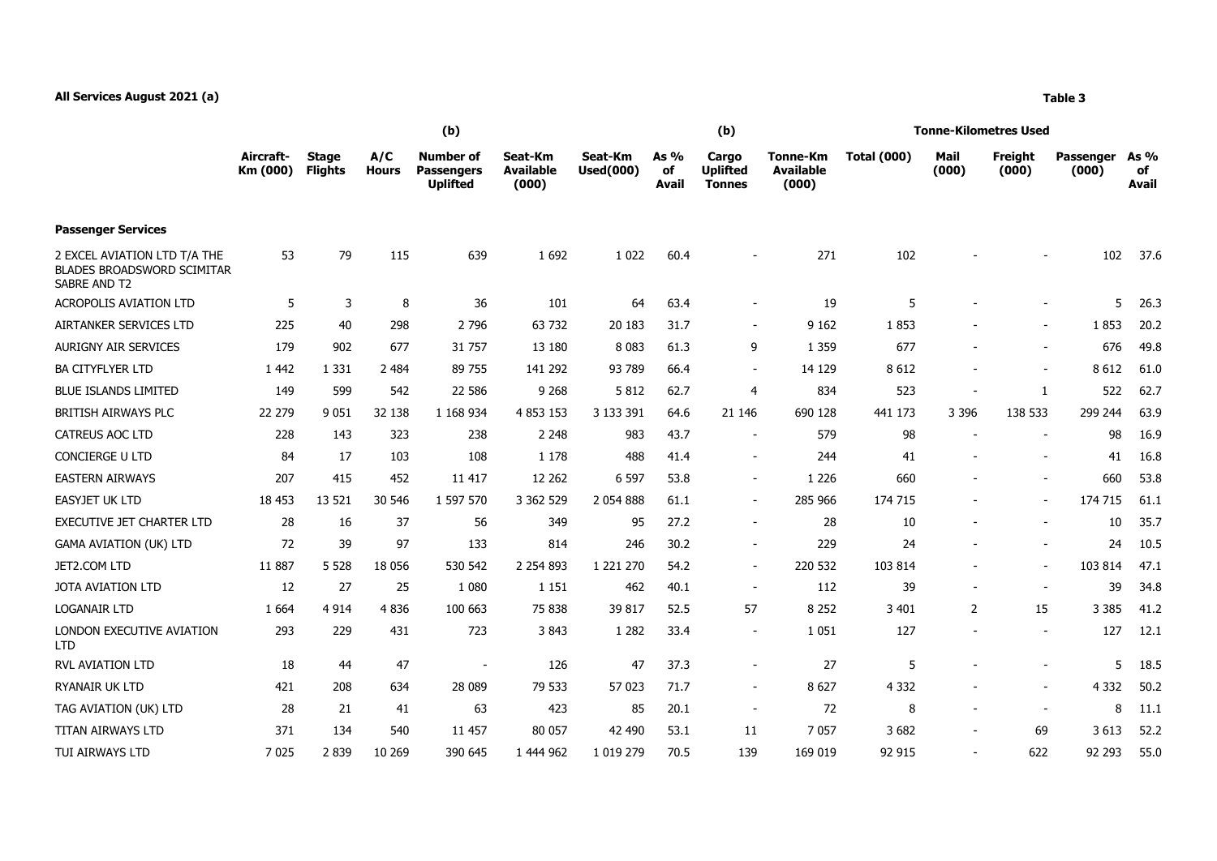**All Services August 2021 (a)**

**Table 3**

| | Aircraft-Km (000) | Stage Flights | A/C Hours | (b) Number of Passengers Uplifted | Seat-Km Available (000) | Seat-Km Used(000) | As % of Avail | (b) Cargo Uplifted Tonnes | Tonne-Km Available (000) | Tonne-Kilometres Used Total (000) | Mail (000) | Freight (000) | Passenger (000) | As % of Avail |
|---|---|---|---|---|---|---|---|---|---|---|---|---|---|---|
| **Passenger Services** | | | | | | | | | | | | | | |
| 2 EXCEL AVIATION LTD T/A THE BLADES BROADSWORD SCIMITAR SABRE AND T2 | 53 | 79 | 115 | 639 | 1 692 | 1 022 | 60.4 | - | 271 | 102 | - | - | 102 | 37.6 |
| ACROPOLIS AVIATION LTD | 5 | 3 | 8 | 36 | 101 | 64 | 63.4 | - | 19 | 5 | - | - | 5 | 26.3 |
| AIRTANKER SERVICES LTD | 225 | 40 | 298 | 2 796 | 63 732 | 20 183 | 31.7 | - | 9 162 | 1 853 | - | - | 1 853 | 20.2 |
| AURIGNY AIR SERVICES | 179 | 902 | 677 | 31 757 | 13 180 | 8 083 | 61.3 | 9 | 1 359 | 677 | - | - | 676 | 49.8 |
| BA CITYFLYER LTD | 1 442 | 1 331 | 2 484 | 89 755 | 141 292 | 93 789 | 66.4 | - | 14 129 | 8 612 | - | - | 8 612 | 61.0 |
| BLUE ISLANDS LIMITED | 149 | 599 | 542 | 22 586 | 9 268 | 5 812 | 62.7 | 4 | 834 | 523 | - | 1 | 522 | 62.7 |
| BRITISH AIRWAYS PLC | 22 279 | 9 051 | 32 138 | 1 168 934 | 4 853 153 | 3 133 391 | 64.6 | 21 146 | 690 128 | 441 173 | 3 396 | 138 533 | 299 244 | 63.9 |
| CATREUS AOC LTD | 228 | 143 | 323 | 238 | 2 248 | 983 | 43.7 | - | 579 | 98 | - | - | 98 | 16.9 |
| CONCIERGE U LTD | 84 | 17 | 103 | 108 | 1 178 | 488 | 41.4 | - | 244 | 41 | - | - | 41 | 16.8 |
| EASTERN AIRWAYS | 207 | 415 | 452 | 11 417 | 12 262 | 6 597 | 53.8 | - | 1 226 | 660 | - | - | 660 | 53.8 |
| EASYJET UK LTD | 18 453 | 13 521 | 30 546 | 1 597 570 | 3 362 529 | 2 054 888 | 61.1 | - | 285 966 | 174 715 | - | - | 174 715 | 61.1 |
| EXECUTIVE JET CHARTER LTD | 28 | 16 | 37 | 56 | 349 | 95 | 27.2 | - | 28 | 10 | - | - | 10 | 35.7 |
| GAMA AVIATION (UK) LTD | 72 | 39 | 97 | 133 | 814 | 246 | 30.2 | - | 229 | 24 | - | - | 24 | 10.5 |
| JET2.COM LTD | 11 887 | 5 528 | 18 056 | 530 542 | 2 254 893 | 1 221 270 | 54.2 | - | 220 532 | 103 814 | - | - | 103 814 | 47.1 |
| JOTA AVIATION LTD | 12 | 27 | 25 | 1 080 | 1 151 | 462 | 40.1 | - | 112 | 39 | - | - | 39 | 34.8 |
| LOGANAIR LTD | 1 664 | 4 914 | 4 836 | 100 663 | 75 838 | 39 817 | 52.5 | 57 | 8 252 | 3 401 | 2 | 15 | 3 385 | 41.2 |
| LONDON EXECUTIVE AVIATION LTD | 293 | 229 | 431 | 723 | 3 843 | 1 282 | 33.4 | - | 1 051 | 127 | - | - | 127 | 12.1 |
| RVL AVIATION LTD | 18 | 44 | 47 | - | 126 | 47 | 37.3 | - | 27 | 5 | - | - | 5 | 18.5 |
| RYANAIR UK LTD | 421 | 208 | 634 | 28 089 | 79 533 | 57 023 | 71.7 | - | 8 627 | 4 332 | - | - | 4 332 | 50.2 |
| TAG AVIATION (UK) LTD | 28 | 21 | 41 | 63 | 423 | 85 | 20.1 | - | 72 | 8 | - | - | 8 | 11.1 |
| TITAN AIRWAYS LTD | 371 | 134 | 540 | 11 457 | 80 057 | 42 490 | 53.1 | 11 | 7 057 | 3 682 | - | 69 | 3 613 | 52.2 |
| TUI AIRWAYS LTD | 7 025 | 2 839 | 10 269 | 390 645 | 1 444 962 | 1 019 279 | 70.5 | 139 | 169 019 | 92 915 | - | 622 | 92 293 | 55.0 |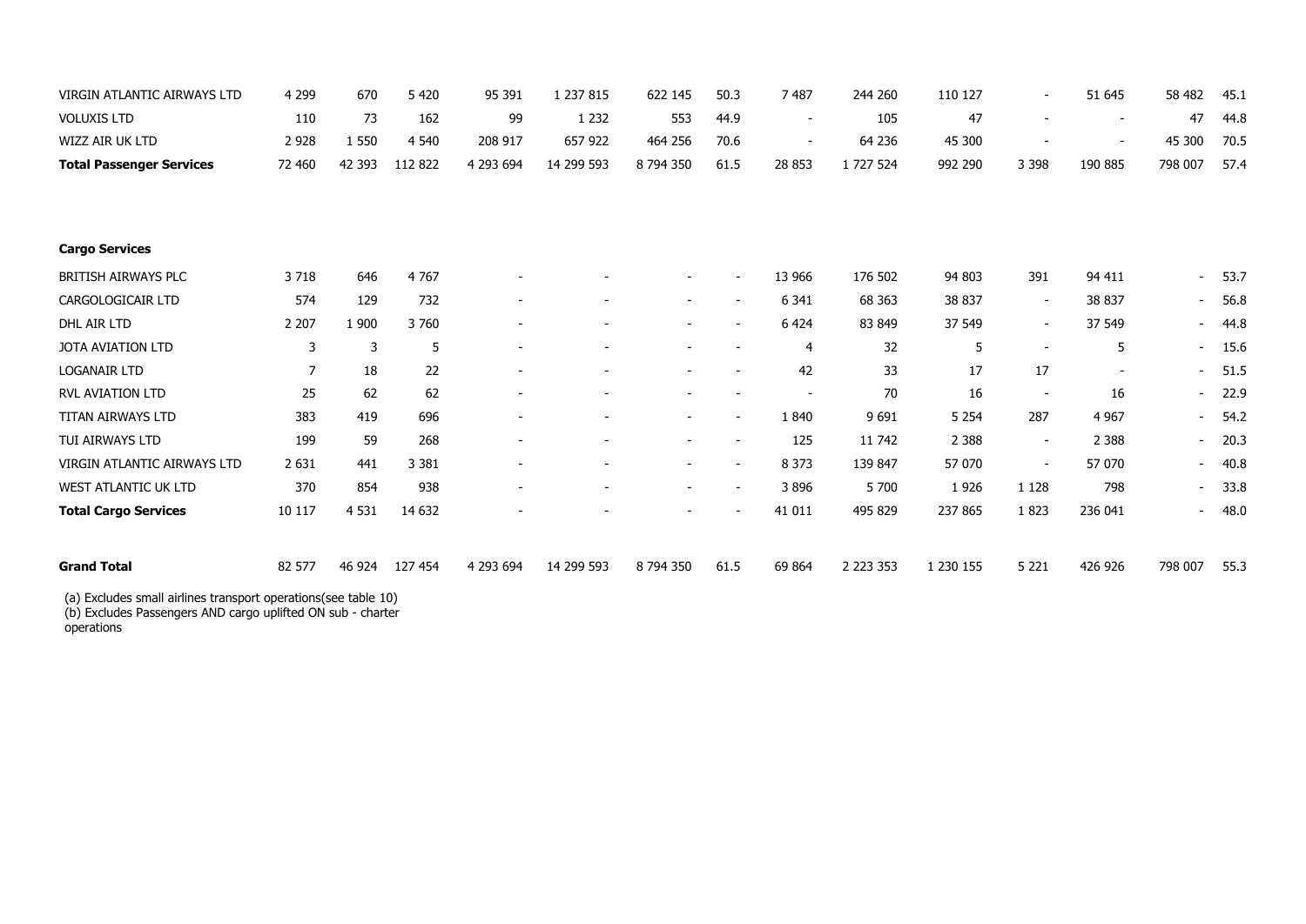| | | | | | | | | | | | | | | |
|---|---|---|---|---|---|---|---|---|---|---|---|---|---|---|
| VIRGIN ATLANTIC AIRWAYS LTD | 4 299 | 670 | 5 420 | 95 391 | 1 237 815 | 622 145 | 50.3 | 7 487 | 244 260 | 110 127 | - | 51 645 | 58 482 | 45.1 |
| VOLUXIS LTD | 110 | 73 | 162 | 99 | 1 232 | 553 | 44.9 | - | 105 | 47 | - | - | 47 | 44.8 |
| WIZZ AIR UK LTD | 2 928 | 1 550 | 4 540 | 208 917 | 657 922 | 464 256 | 70.6 | - | 64 236 | 45 300 | - | - | 45 300 | 70.5 |
| **Total Passenger Services** | 72 460 | 42 393 | 112 822 | 4 293 694 | 14 299 593 | 8 794 350 | 61.5 | 28 853 | 1 727 524 | 992 290 | 3 398 | 190 885 | 798 007 | 57.4 |
| | | | | | | | | | | | | | | |
| **Cargo Services** | | | | | | | | | | | | | | |
| BRITISH AIRWAYS PLC | 3 718 | 646 | 4 767 | - | - | - | - | 13 966 | 176 502 | 94 803 | 391 | 94 411 | - | 53.7 |
| CARGOLOGICAIR LTD | 574 | 129 | 732 | - | - | - | - | 6 341 | 68 363 | 38 837 | - | 38 837 | - | 56.8 |
| DHL AIR LTD | 2 207 | 1 900 | 3 760 | - | - | - | - | 6 424 | 83 849 | 37 549 | - | 37 549 | - | 44.8 |
| JOTA AVIATION LTD | 3 | 3 | 5 | - | - | - | - | 4 | 32 | 5 | - | 5 | - | 15.6 |
| LOGANAIR LTD | 7 | 18 | 22 | - | - | - | - | 42 | 33 | 17 | 17 | - | - | 51.5 |
| RVL AVIATION LTD | 25 | 62 | 62 | - | - | - | - | - | 70 | 16 | - | 16 | - | 22.9 |
| TITAN AIRWAYS LTD | 383 | 419 | 696 | - | - | - | - | 1 840 | 9 691 | 5 254 | 287 | 4 967 | - | 54.2 |
| TUI AIRWAYS LTD | 199 | 59 | 268 | - | - | - | - | 125 | 11 742 | 2 388 | - | 2 388 | - | 20.3 |
| VIRGIN ATLANTIC AIRWAYS LTD | 2 631 | 441 | 3 381 | - | - | - | - | 8 373 | 139 847 | 57 070 | - | 57 070 | - | 40.8 |
| WEST ATLANTIC UK LTD | 370 | 854 | 938 | - | - | - | - | 3 896 | 5 700 | 1 926 | 1 128 | 798 | - | 33.8 |
| **Total Cargo Services** | 10 117 | 4 531 | 14 632 | - | - | - | - | 41 011 | 495 829 | 237 865 | 1 823 | 236 041 | - | 48.0 |
| | | | | | | | | | | | | | | |
| **Grand Total** | 82 577 | 46 924 | 127 454 | 4 293 694 | 14 299 593 | 8 794 350 | 61.5 | 69 864 | 2 223 353 | 1 230 155 | 5 221 | 426 926 | 798 007 | 55.3 |

(a) Excludes small airlines transport operations(see table 10)
(b) Excludes Passengers AND cargo uplifted ON sub - charter operations